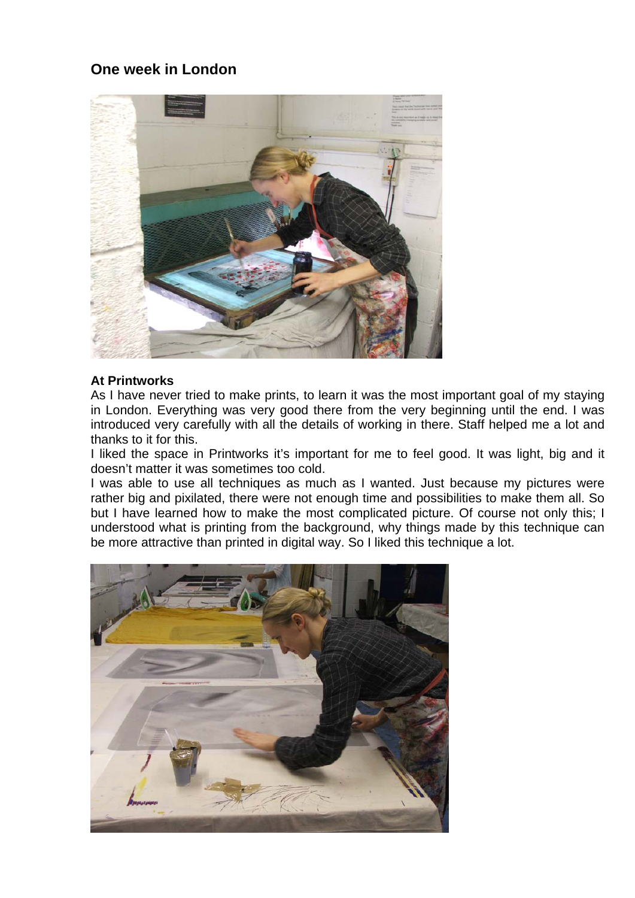## One week in London

### At Printworks

As I have never tried to make prints, to learn it was the most important goal of my staying in London. Everything was very good there from the very beginning until the end. I was introduced very carefully with all the details of working in there. Staff helped me a lot and thanks to it for this.

I liked the space in Printworks it's important for me to feel good. It was light, big and it doesn't matter it was sometimes too cold.

I was able to use all techniques as much as I wanted. Just because my pictures were rather big and pixilated, there were not enough time and possibilities to make them all. So but I have learned how to make the most complicated picture. Of course not only this; I understood what is printing from the background, why things made by this technique can be more attractive than printed in digital way. So I liked this technique a lot.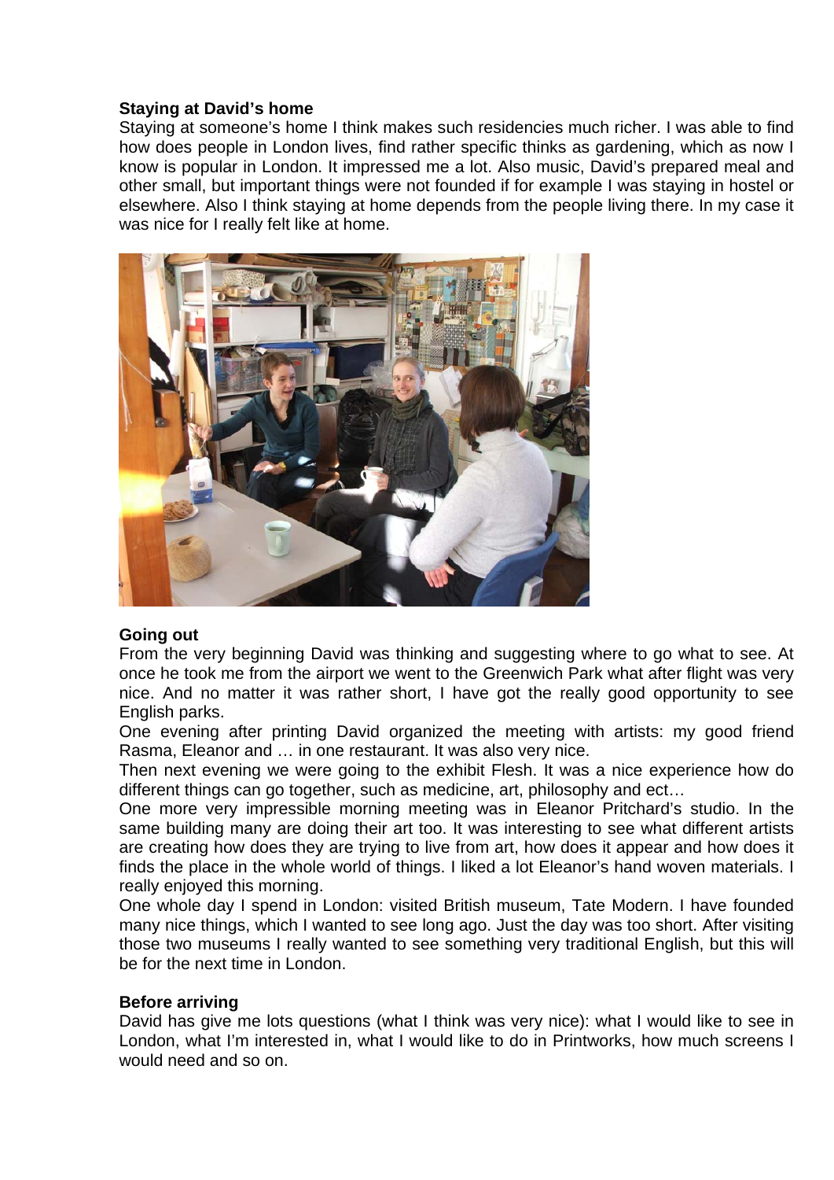**Staying at David's home**

Staying at someone's home I think makes such residencies much richer. I was able to find how does people in London lives, find rather specific thinks as gardening, which as now I know is popular in London. It impressed me a lot. Also music, David's prepared meal and other small, but important things were not founded if for example I was staying in hostel or elsewhere. Also I think staying at home depends from the people living there. In my case it was nice for I really felt like at home.

**Going out**

From the very beginning David was thinking and suggesting where to go what to see. At once he took me from the airport we went to the Greenwich Park what after flight was very nice. And no matter it was rather short, I have got the really good opportunity to see English parks.

One evening after printing David organized the meeting with artists: my good friend Rasma, Eleanor and … in one restaurant. It was also very nice.

Then next evening we were going to the exhibit Flesh. It was a nice experience how do different things can go together, such as medicine, art, philosophy and ect…

One more very impressible morning meeting was in Eleanor Pritchard's studio. In the same building many are doing their art too. It was interesting to see what different artists are creating how does they are trying to live from art, how does it appear and how does it finds the place in the whole world of things. I liked a lot Eleanor's hand woven materials. I really enjoyed this morning.

One whole day I spend in London: visited British museum, Tate Modern. I have founded many nice things, which I wanted to see long ago. Just the day was too short. After visiting those two museums I really wanted to see something very traditional English, but this will be for the next time in London.

**Before arriving**

David has give me lots questions (what I think was very nice): what I would like to see in London, what I'm interested in, what I would like to do in Printworks, how much screens I would need and so on.